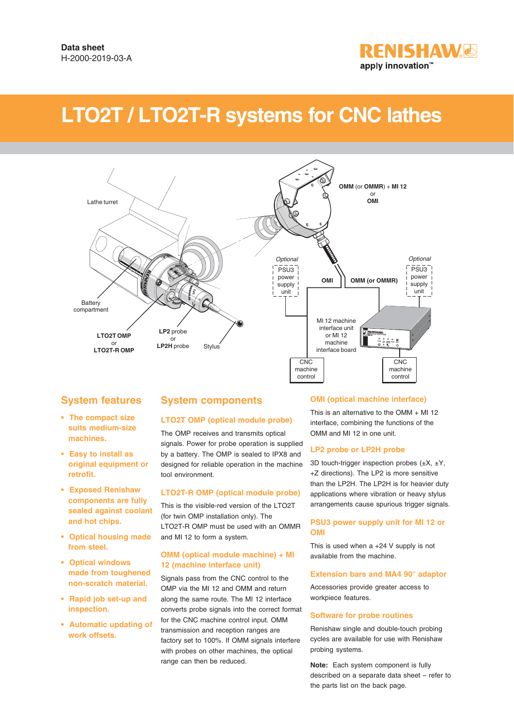**Data sheet**
H-2000-2019-03-A

# LTO2T / LTO2T-R systems for CNC lathes

Lathe turret

Battery compartment

**LTO2T OMP** or **LTO2T-R OMP**

**LP2** probe or **LP2H** probe

Stylus

**OMM** (or **OMMR**) + **MI 12** or **OMI**

*Optional* PSU3 power supply unit

**OMI**

**OMM (or OMMR)**

*Optional* PSU3 power supply unit

MI 12 machine interface unit or MI 12 machine interface board

CNC machine control

CNC machine control

## System features

- **The compact size suits medium-size machines.**
- **Easy to install as original equipment or retrofit.**
- **Exposed Renishaw components are fully sealed against coolant and hot chips.**
- **Optical housing made from steel.**
- **Optical windows made from toughened non-scratch material.**
- **Rapid job set-up and inspection.**
- **Automatic updating of work offsets.**

## System components

### LTO2T OMP (optical module probe)

The OMP receives and transmits optical signals. Power for probe operation is supplied by a battery. The OMP is sealed to IPX8 and designed for reliable operation in the machine tool environment.

### LTO2T-R OMP (optical module probe)

This is the visible-red version of the LTO2T (for twin OMP installation only). The LTO2T-R OMP must be used with an OMMR and MI 12 to form a system.

### OMM (optical module machine) + MI 12 (machine interface unit)

Signals pass from the CNC control to the OMP via the MI 12 and OMM and return along the same route. The MI 12 interface converts probe signals into the correct format for the CNC machine control input. OMM transmission and reception ranges are factory set to 100%. If OMM signals interfere with probes on other machines, the optical range can then be reduced.

### OMI (optical machine interface)

This is an alternative to the OMM + MI 12 interface, combining the functions of the OMM and MI 12 in one unit.

### LP2 probe or LP2H probe

3D touch-trigger inspection probes (±X, ±Y, +Z directions). The LP2 is more sensitive than the LP2H. The LP2H is for heavier duty applications where vibration or heavy stylus arrangements cause spurious trigger signals.

### PSU3 power supply unit for MI 12 or OMI

This is used when a +24 V supply is not available from the machine.

### Extension bars and MA4 90° adaptor

Accessories provide greater access to workpiece features.

### Software for probe routines

Renishaw single and double-touch probing cycles are available for use with Renishaw probing systems.

**Note:** Each system component is fully described on a separate data sheet – refer to the parts list on the back page.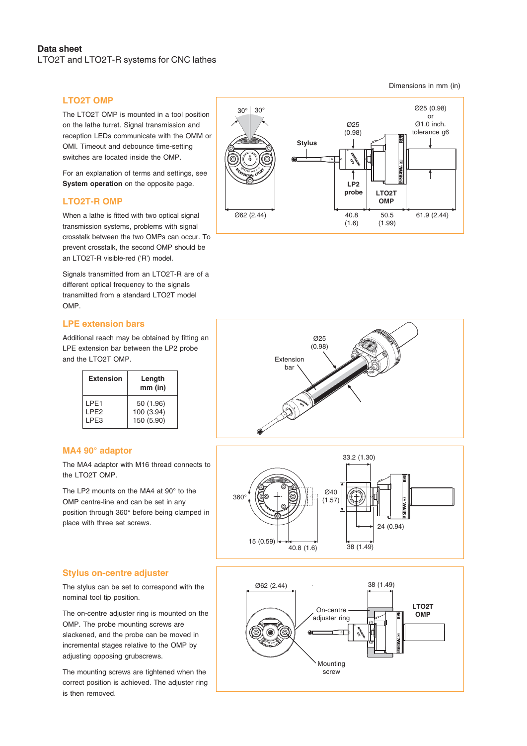**Data sheet**
LTO2T and LTO2T-R systems for CNC lathes

Dimensions in mm (in)

## LTO2T OMP

The LTO2T OMP is mounted in a tool position on the lathe turret. Signal transmission and reception LEDs communicate with the OMM or OMI. Timeout and debounce time-setting switches are located inside the OMP.

For an explanation of terms and settings, see **System operation** on the opposite page.

## LTO2T-R OMP

When a lathe is fitted with two optical signal transmission systems, problems with signal crosstalk between the two OMPs can occur. To prevent crosstalk, the second OMP should be an LTO2T-R visible-red ('R') model.

Signals transmitted from an LTO2T-R are of a different optical frequency to the signals transmitted from a standard LTO2T model OMP.

## LPE extension bars

Additional reach may be obtained by fitting an LPE extension bar between the LP2 probe and the LTO2T OMP.

| Extension | Length mm (in) |
|---|---|
| LPE1 | 50 (1.96) |
| LPE2 | 100 (3.94) |
| LPE3 | 150 (5.90) |

## MA4 90° adaptor

The MA4 adaptor with M16 thread connects to the LTO2T OMP.

The LP2 mounts on the MA4 at 90° to the OMP centre-line and can be set in any position through 360° before being clamped in place with three set screws.

## Stylus on-centre adjuster

The stylus can be set to correspond with the nominal tool tip position.

The on-centre adjuster ring is mounted on the OMP. The probe mounting screws are slackened, and the probe can be moved in incremental stages relative to the OMP by adjusting opposing grubscrews.

The mounting screws are tightened when the correct position is achieved. The adjuster ring is then removed.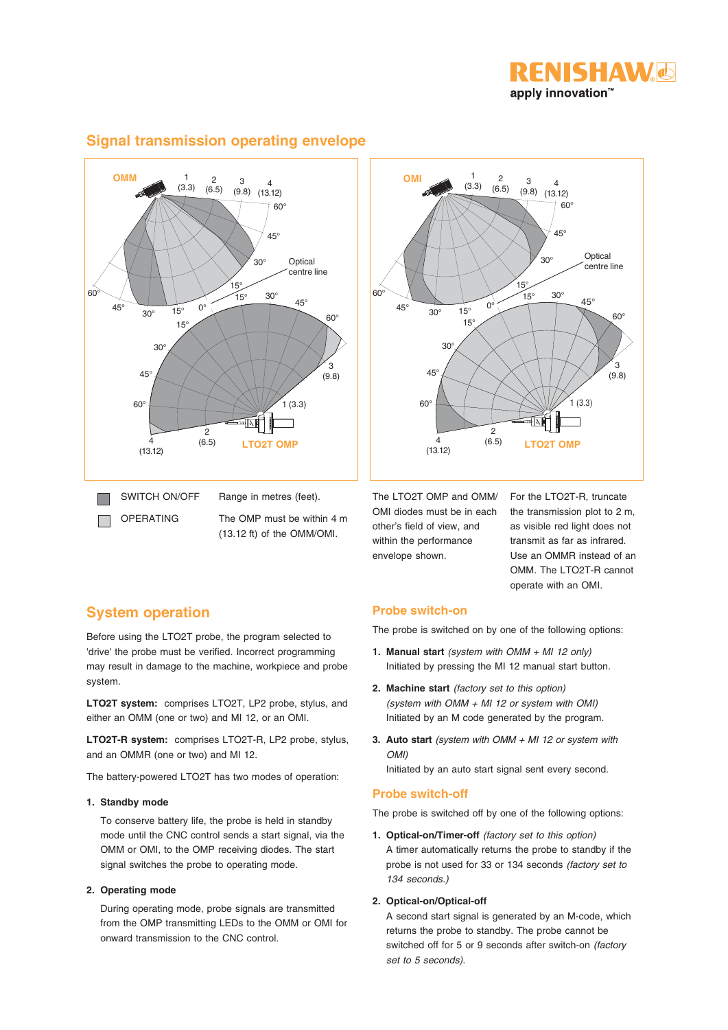## Signal transmission operating envelope

| | SWITCH ON/OFF |
|---|---|
| | OPERATING |

Range in metres (feet).

The OMP must be within 4 m (13.12 ft) of the OMM/OMI.

The LTO2T OMP and OMM/ OMI diodes must be in each other's field of view, and within the performance envelope shown.

For the LTO2T-R, truncate the transmission plot to 2 m, as visible red light does not transmit as far as infrared. Use an OMMR instead of an OMM. The LTO2T-R cannot operate with an OMI.

## System operation

Before using the LTO2T probe, the program selected to 'drive' the probe must be verified. Incorrect programming may result in damage to the machine, workpiece and probe system.

**LTO2T system:** comprises LTO2T, LP2 probe, stylus, and either an OMM (one or two) and MI 12, or an OMI.

**LTO2T-R system:** comprises LTO2T-R, LP2 probe, stylus, and an OMMR (one or two) and MI 12.

The battery-powered LTO2T has two modes of operation:

1. **Standby mode**

   To conserve battery life, the probe is held in standby mode until the CNC control sends a start signal, via the OMM or OMI, to the OMP receiving diodes. The start signal switches the probe to operating mode.

2. **Operating mode**

   During operating mode, probe signals are transmitted from the OMP transmitting LEDs to the OMM or OMI for onward transmission to the CNC control.

## Probe switch-on

The probe is switched on by one of the following options:

1. **Manual start** *(system with OMM + MI 12 only)*
   Initiated by pressing the MI 12 manual start button.

2. **Machine start** *(factory set to this option)*
   *(system with OMM + MI 12 or system with OMI)*
   Initiated by an M code generated by the program.

3. **Auto start** *(system with OMM + MI 12 or system with OMI)*
   Initiated by an auto start signal sent every second.

## Probe switch-off

The probe is switched off by one of the following options:

1. **Optical-on/Timer-off** *(factory set to this option)*
   A timer automatically returns the probe to standby if the probe is not used for 33 or 134 seconds *(factory set to 134 seconds.)*

2. **Optical-on/Optical-off**
   A second start signal is generated by an M-code, which returns the probe to standby. The probe cannot be switched off for 5 or 9 seconds after switch-on *(factory set to 5 seconds).*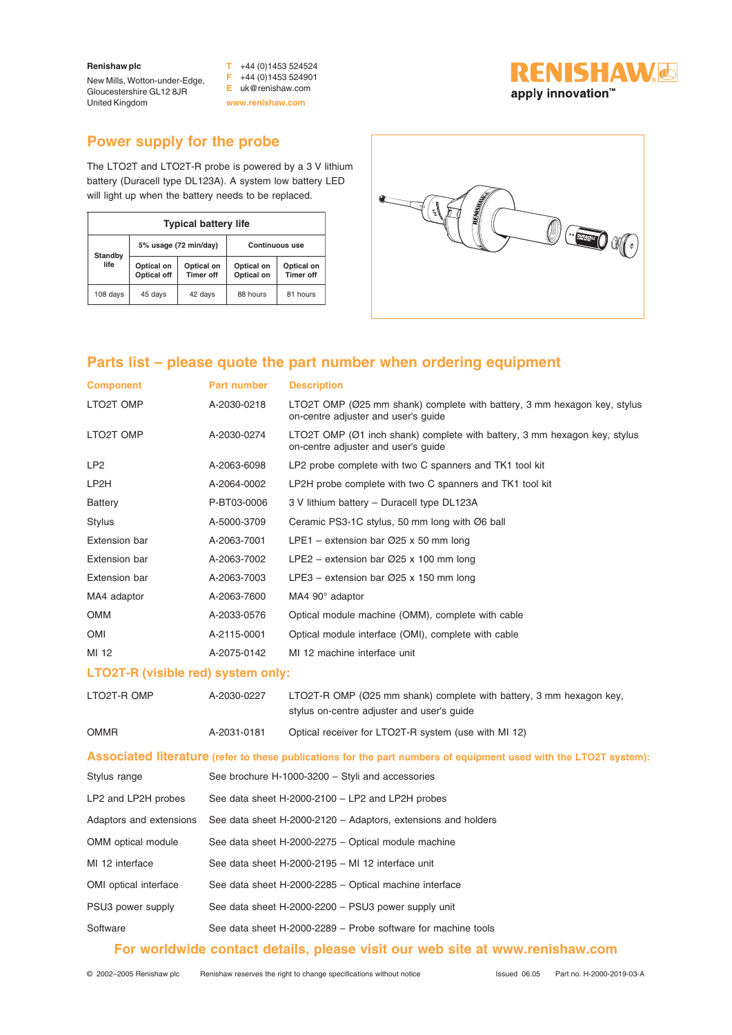**Renishaw plc**

New Mills, Wotton-under-Edge, Gloucestershire GL12 8JR United Kingdom

T +44 (0)1453 524524
F +44 (0)1453 524901
E uk@renishaw.com
www.renishaw.com

RENISHAW
apply innovation™

## Power supply for the probe

The LTO2T and LTO2T-R probe is powered by a 3 V lithium battery (Duracell type DL123A). A system low battery LED will light up when the battery needs to be replaced.

| Typical battery life | | | | |
|---|---|---|---|---|
| Standby life | 5% usage (72 min/day) | | Continuous use | |
| | Optical on Optical off | Optical on Timer off | Optical on Optical on | Optical on Timer off |
| 108 days | 45 days | 42 days | 88 hours | 81 hours |

## Parts list – please quote the part number when ordering equipment

| Component | Part number | Description |
|---|---|---|
| LTO2T OMP | A-2030-0218 | LTO2T OMP (Ø25 mm shank) complete with battery, 3 mm hexagon key, stylus on-centre adjuster and user's guide |
| LTO2T OMP | A-2030-0274 | LTO2T OMP (Ø1 inch shank) complete with battery, 3 mm hexagon key, stylus on-centre adjuster and user's guide |
| LP2 | A-2063-6098 | LP2 probe complete with two C spanners and TK1 tool kit |
| LP2H | A-2064-0002 | LP2H probe complete with two C spanners and TK1 tool kit |
| Battery | P-BT03-0006 | 3 V lithium battery – Duracell type DL123A |
| Stylus | A-5000-3709 | Ceramic PS3-1C stylus, 50 mm long with Ø6 ball |
| Extension bar | A-2063-7001 | LPE1 – extension bar Ø25 x 50 mm long |
| Extension bar | A-2063-7002 | LPE2 – extension bar Ø25 x 100 mm long |
| Extension bar | A-2063-7003 | LPE3 – extension bar Ø25 x 150 mm long |
| MA4 adaptor | A-2063-7600 | MA4 90° adaptor |
| OMM | A-2033-0576 | Optical module machine (OMM), complete with cable |
| OMI | A-2115-0001 | Optical module interface (OMI), complete with cable |
| MI 12 | A-2075-0142 | MI 12 machine interface unit |

### LTO2T-R (visible red) system only:

| | | |
|---|---|---|
| LTO2T-R OMP | A-2030-0227 | LTO2T-R OMP (Ø25 mm shank) complete with battery, 3 mm hexagon key, stylus on-centre adjuster and user's guide |
| OMMR | A-2031-0181 | Optical receiver for LTO2T-R system (use with MI 12) |

### Associated literature (refer to these publications for the part numbers of equipment used with the LTO2T system):

| | |
|---|---|
| Stylus range | See brochure H-1000-3200 – Styli and accessories |
| LP2 and LP2H probes | See data sheet H-2000-2100 – LP2 and LP2H probes |
| Adaptors and extensions | See data sheet H-2000-2120 – Adaptors, extensions and holders |
| OMM optical module | See data sheet H-2000-2275 – Optical module machine |
| MI 12 interface | See data sheet H-2000-2195 – MI 12 interface unit |
| OMI optical interface | See data sheet H-2000-2285 – Optical machine interface |
| PSU3 power supply | See data sheet H-2000-2200 – PSU3 power supply unit |
| Software | See data sheet H-2000-2289 – Probe software for machine tools |

**For worldwide contact details, please visit our web site at www.renishaw.com**

© 2002–2005 Renishaw plc Renishaw reserves the right to change specifications without notice Issued 06.05 Part no. H-2000-2019-03-A